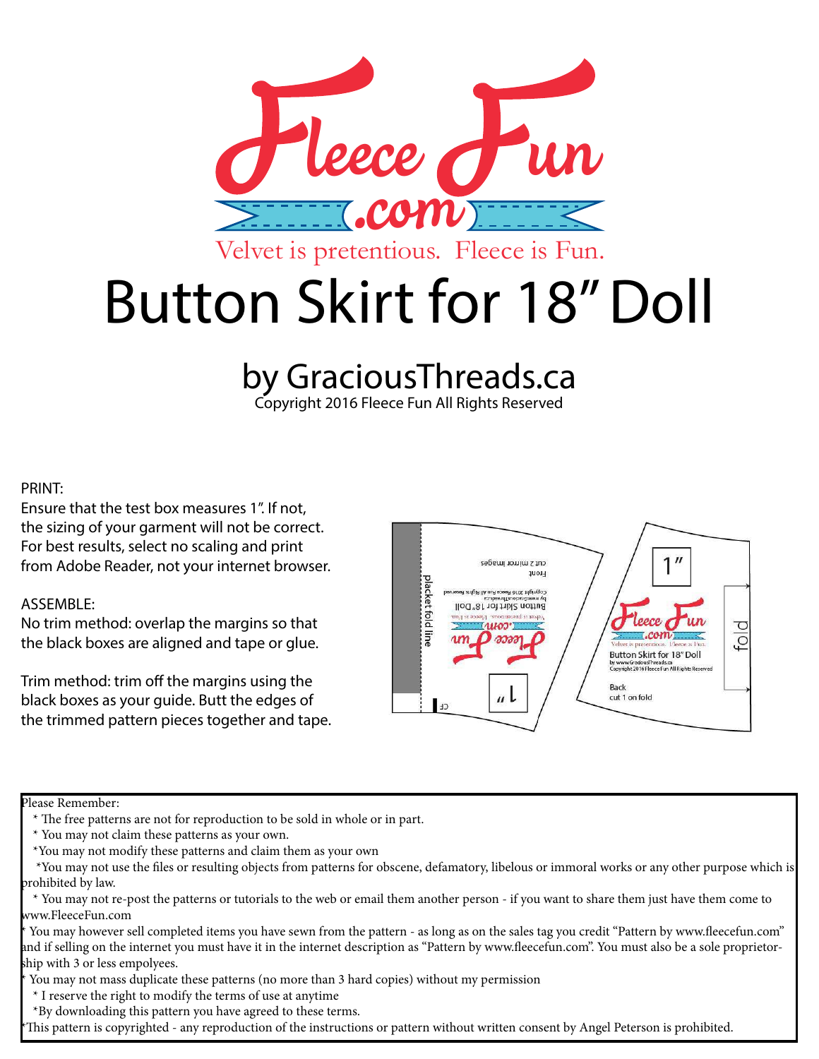# Fleece Fun .com

Velvet is pretentious. Fleece is Fun.

# Button Skirt for 18" Doll

## by GraciousThreads.ca

Copyright 2016 Fleece Fun All Rights Reserved

PRINT:
Ensure that the test box measures 1". If not, the sizing of your garment will not be correct. For best results, select no scaling and print from Adobe Reader, not your internet browser.

ASSEMBLE:
No trim method: overlap the margins so that the black boxes are aligned and tape or glue.

Trim method: trim off the margins using the black boxes as your guide. Butt the edges of the trimmed pattern pieces together and tape.

Please Remember:

* The free patterns are not for reproduction to be sold in whole or in part.
* You may not claim these patterns as your own.
* You may not modify these patterns and claim them as your own
* You may not use the files or resulting objects from patterns for obscene, defamatory, libelous or immoral works or any other purpose which is prohibited by law.
* You may not re-post the patterns or tutorials to the web or email them another person - if you want to share them just have them come to www.FleeceFun.com
* You may however sell completed items you have sewn from the pattern - as long as on the sales tag you credit "Pattern by www.fleecefun.com" and if selling on the internet you must have it in the internet description as "Pattern by www.fleecefun.com". You must also be a sole proprietorship with 3 or less empolyees.
* You may not mass duplicate these patterns (no more than 3 hard copies) without my permission
* I reserve the right to modify the terms of use at anytime
* By downloading this pattern you have agreed to these terms.
* This pattern is copyrighted - any reproduction of the instructions or pattern without written consent by Angel Peterson is prohibited.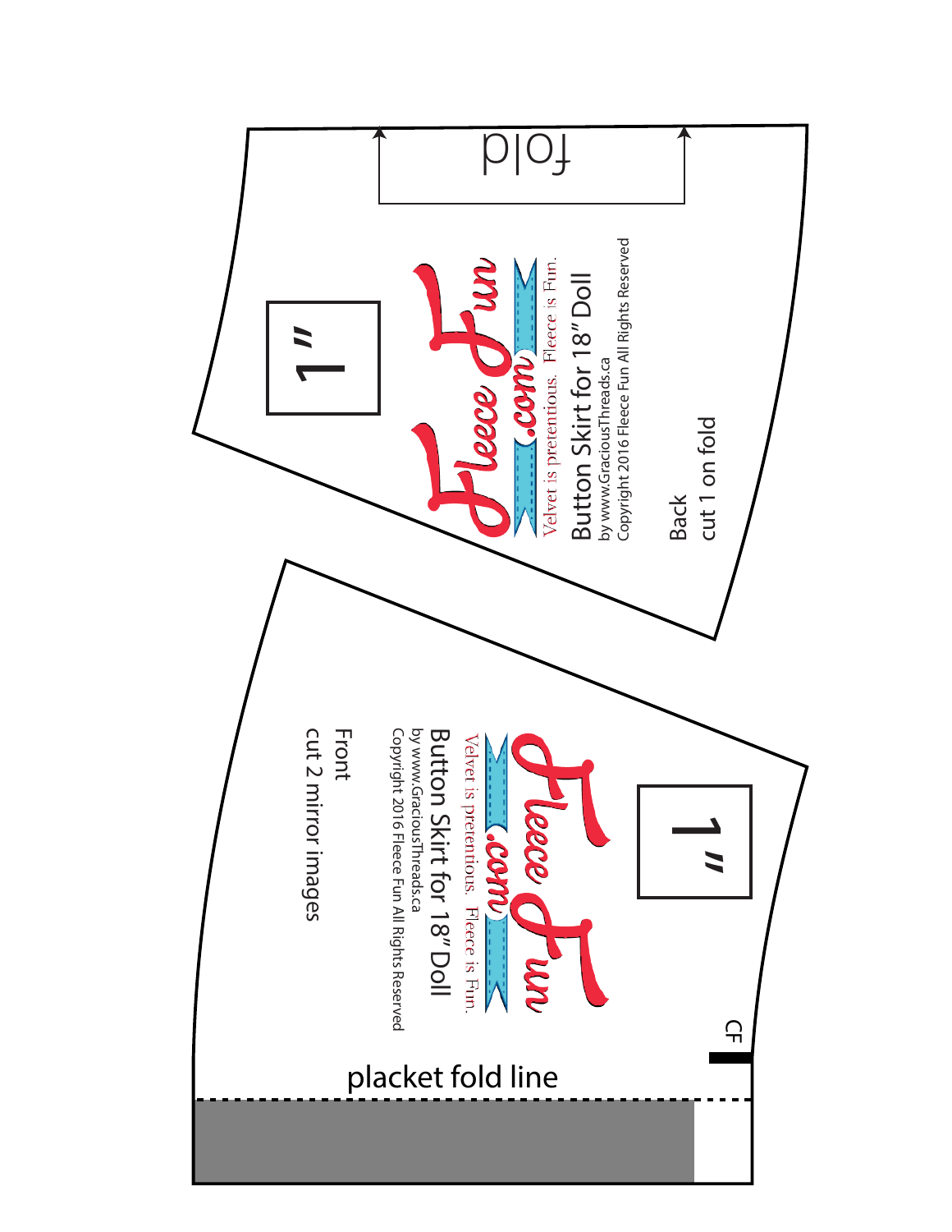fold

1"

Fleece Fun .com

Velvet is pretentious. Fleece is Fun.

Button Skirt for 18" Doll

by www.GraciousThreads.ca

Copyright 2016 Fleece Fun All Rights Reserved

Back

cut 1 on fold

1"

Fleece Fun .com

Velvet is pretentious. Fleece is Fun.

Button Skirt for 18" Doll

by www.GraciousThreads.ca

Copyright 2016 Fleece Fun All Rights Reserved

Front

cut 2 mirror images

CF

placket fold line